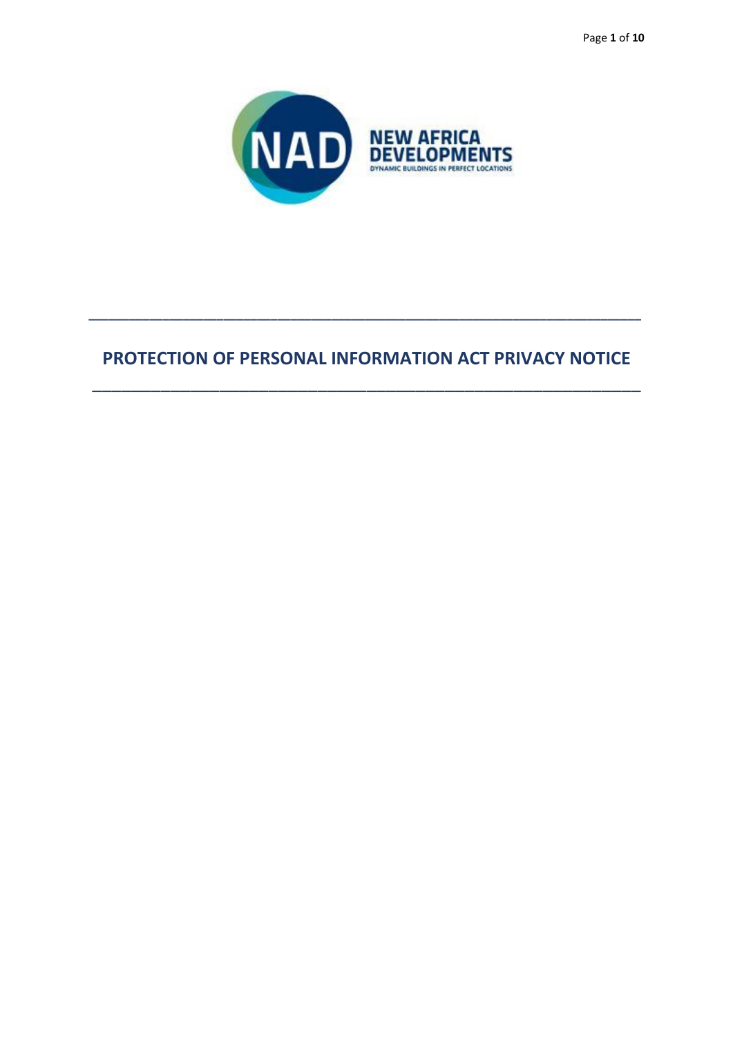NEW AFRICA DEVELOPMENTS

DYNAMIC BUILDINGS IN PERFECT LOCATIONS

---

# PROTECTION OF PERSONAL INFORMATION ACT PRIVACY NOTICE

---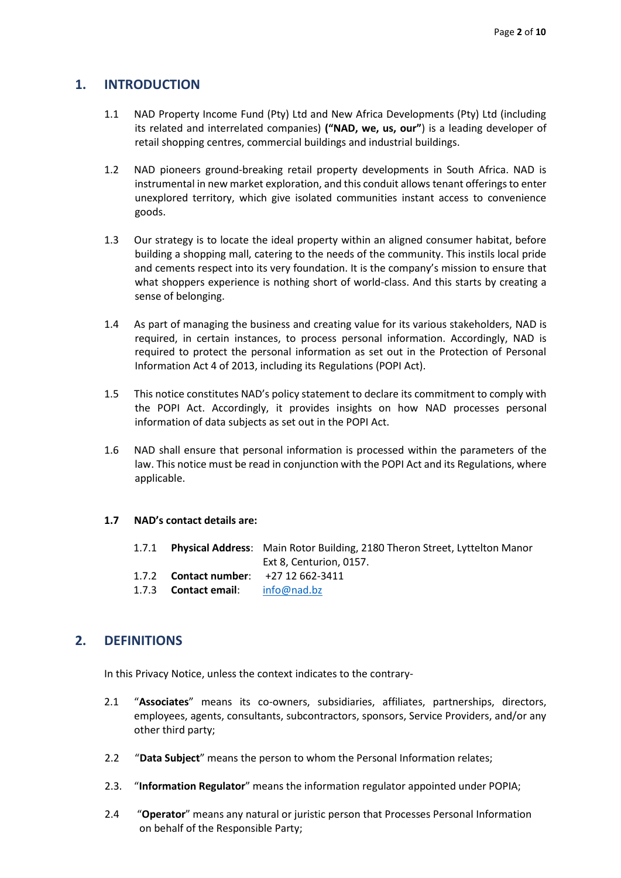## 1. INTRODUCTION

1.1 NAD Property Income Fund (Pty) Ltd and New Africa Developments (Pty) Ltd (including its related and interrelated companies) **("NAD, we, us, our"**) is a leading developer of retail shopping centres, commercial buildings and industrial buildings.

1.2 NAD pioneers ground-breaking retail property developments in South Africa. NAD is instrumental in new market exploration, and this conduit allows tenant offerings to enter unexplored territory, which give isolated communities instant access to convenience goods.

1.3 Our strategy is to locate the ideal property within an aligned consumer habitat, before building a shopping mall, catering to the needs of the community. This instils local pride and cements respect into its very foundation. It is the company's mission to ensure that what shoppers experience is nothing short of world-class. And this starts by creating a sense of belonging.

1.4 As part of managing the business and creating value for its various stakeholders, NAD is required, in certain instances, to process personal information. Accordingly, NAD is required to protect the personal information as set out in the Protection of Personal Information Act 4 of 2013, including its Regulations (POPI Act).

1.5 This notice constitutes NAD's policy statement to declare its commitment to comply with the POPI Act. Accordingly, it provides insights on how NAD processes personal information of data subjects as set out in the POPI Act.

1.6 NAD shall ensure that personal information is processed within the parameters of the law. This notice must be read in conjunction with the POPI Act and its Regulations, where applicable.

**1.7 NAD's contact details are:**

1.7.1 **Physical Address**: Main Rotor Building, 2180 Theron Street, Lyttelton Manor Ext 8, Centurion, 0157.

1.7.2 **Contact number**: +27 12 662-3411

1.7.3 **Contact email**: info@nad.bz

## 2. DEFINITIONS

In this Privacy Notice, unless the context indicates to the contrary-

2.1 "**Associates**" means its co-owners, subsidiaries, affiliates, partnerships, directors, employees, agents, consultants, subcontractors, sponsors, Service Providers, and/or any other third party;

2.2 "**Data Subject**" means the person to whom the Personal Information relates;

2.3. "**Information Regulator**" means the information regulator appointed under POPIA;

2.4 "**Operator**" means any natural or juristic person that Processes Personal Information on behalf of the Responsible Party;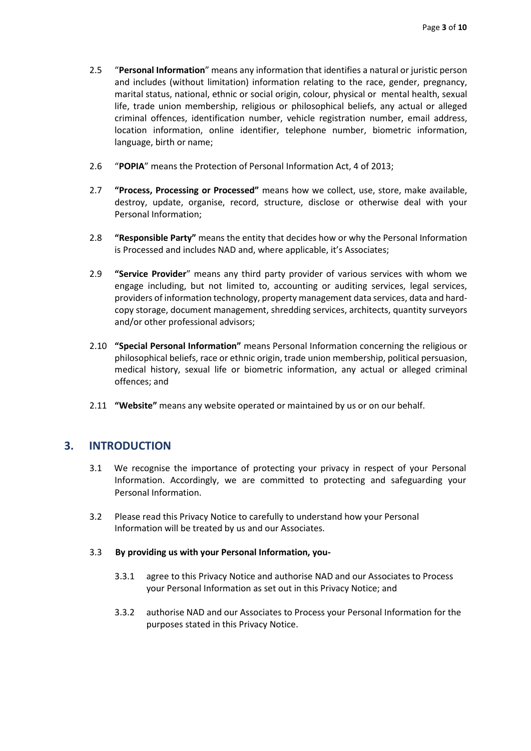2.5 "**Personal Information**" means any information that identifies a natural or juristic person and includes (without limitation) information relating to the race, gender, pregnancy, marital status, national, ethnic or social origin, colour, physical or mental health, sexual life, trade union membership, religious or philosophical beliefs, any actual or alleged criminal offences, identification number, vehicle registration number, email address, location information, online identifier, telephone number, biometric information, language, birth or name;

2.6 "**POPIA**" means the Protection of Personal Information Act, 4 of 2013;

2.7 **"Process, Processing or Processed"** means how we collect, use, store, make available, destroy, update, organise, record, structure, disclose or otherwise deal with your Personal Information;

2.8 **"Responsible Party"** means the entity that decides how or why the Personal Information is Processed and includes NAD and, where applicable, it's Associates;

2.9 **"Service Provider**" means any third party provider of various services with whom we engage including, but not limited to, accounting or auditing services, legal services, providers of information technology, property management data services, data and hard-copy storage, document management, shredding services, architects, quantity surveyors and/or other professional advisors;

2.10 **"Special Personal Information"** means Personal Information concerning the religious or philosophical beliefs, race or ethnic origin, trade union membership, political persuasion, medical history, sexual life or biometric information, any actual or alleged criminal offences; and

2.11 **"Website"** means any website operated or maintained by us or on our behalf.

## 3. INTRODUCTION

3.1 We recognise the importance of protecting your privacy in respect of your Personal Information. Accordingly, we are committed to protecting and safeguarding your Personal Information.

3.2 Please read this Privacy Notice to carefully to understand how your Personal Information will be treated by us and our Associates.

3.3 **By providing us with your Personal Information, you-**

3.3.1 agree to this Privacy Notice and authorise NAD and our Associates to Process your Personal Information as set out in this Privacy Notice; and

3.3.2 authorise NAD and our Associates to Process your Personal Information for the purposes stated in this Privacy Notice.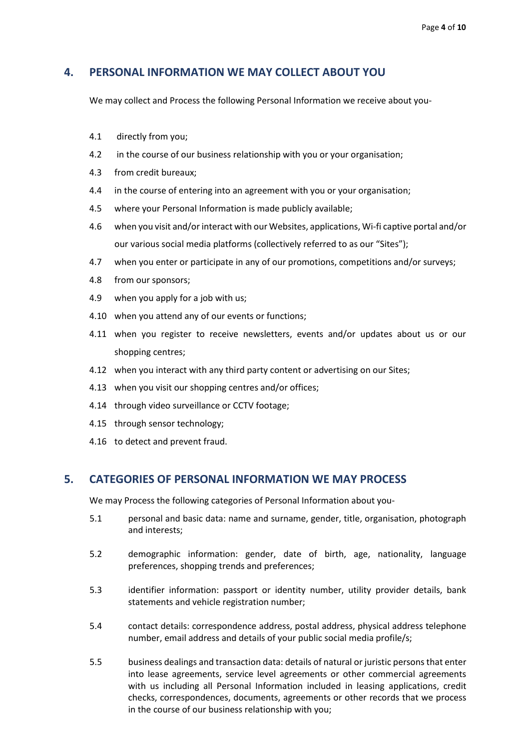## 4. PERSONAL INFORMATION WE MAY COLLECT ABOUT YOU

We may collect and Process the following Personal Information we receive about you-

4.1 directly from you;

4.2 in the course of our business relationship with you or your organisation;

4.3 from credit bureaux;

4.4 in the course of entering into an agreement with you or your organisation;

4.5 where your Personal Information is made publicly available;

4.6 when you visit and/or interact with our Websites, applications, Wi-fi captive portal and/or our various social media platforms (collectively referred to as our "Sites");

4.7 when you enter or participate in any of our promotions, competitions and/or surveys;

4.8 from our sponsors;

4.9 when you apply for a job with us;

4.10 when you attend any of our events or functions;

4.11 when you register to receive newsletters, events and/or updates about us or our shopping centres;

4.12 when you interact with any third party content or advertising on our Sites;

4.13 when you visit our shopping centres and/or offices;

4.14 through video surveillance or CCTV footage;

4.15 through sensor technology;

4.16 to detect and prevent fraud.

## 5. CATEGORIES OF PERSONAL INFORMATION WE MAY PROCESS

We may Process the following categories of Personal Information about you-

5.1 personal and basic data: name and surname, gender, title, organisation, photograph and interests;

5.2 demographic information: gender, date of birth, age, nationality, language preferences, shopping trends and preferences;

5.3 identifier information: passport or identity number, utility provider details, bank statements and vehicle registration number;

5.4 contact details: correspondence address, postal address, physical address telephone number, email address and details of your public social media profile/s;

5.5 business dealings and transaction data: details of natural or juristic persons that enter into lease agreements, service level agreements or other commercial agreements with us including all Personal Information included in leasing applications, credit checks, correspondences, documents, agreements or other records that we process in the course of our business relationship with you;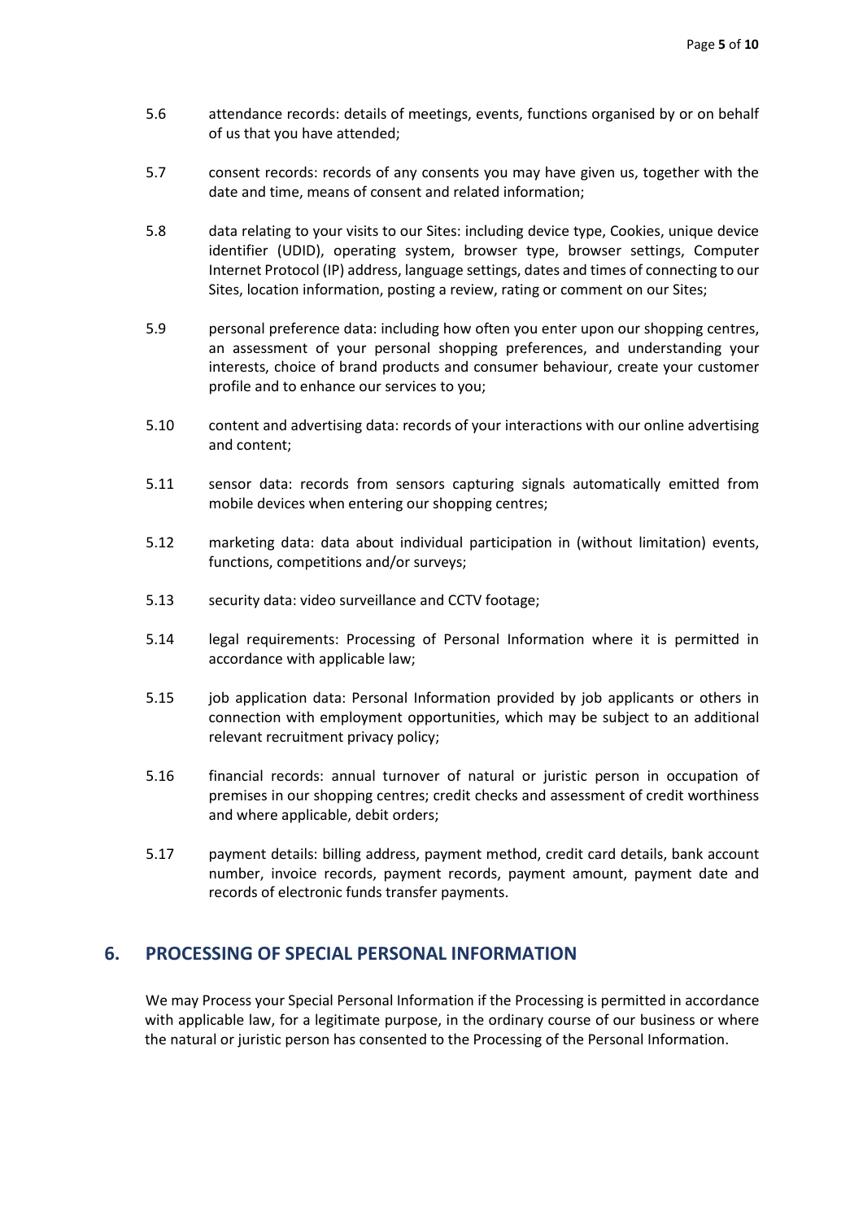5.6 attendance records: details of meetings, events, functions organised by or on behalf of us that you have attended;

5.7 consent records: records of any consents you may have given us, together with the date and time, means of consent and related information;

5.8 data relating to your visits to our Sites: including device type, Cookies, unique device identifier (UDID), operating system, browser type, browser settings, Computer Internet Protocol (IP) address, language settings, dates and times of connecting to our Sites, location information, posting a review, rating or comment on our Sites;

5.9 personal preference data: including how often you enter upon our shopping centres, an assessment of your personal shopping preferences, and understanding your interests, choice of brand products and consumer behaviour, create your customer profile and to enhance our services to you;

5.10 content and advertising data: records of your interactions with our online advertising and content;

5.11 sensor data: records from sensors capturing signals automatically emitted from mobile devices when entering our shopping centres;

5.12 marketing data: data about individual participation in (without limitation) events, functions, competitions and/or surveys;

5.13 security data: video surveillance and CCTV footage;

5.14 legal requirements: Processing of Personal Information where it is permitted in accordance with applicable law;

5.15 job application data: Personal Information provided by job applicants or others in connection with employment opportunities, which may be subject to an additional relevant recruitment privacy policy;

5.16 financial records: annual turnover of natural or juristic person in occupation of premises in our shopping centres; credit checks and assessment of credit worthiness and where applicable, debit orders;

5.17 payment details: billing address, payment method, credit card details, bank account number, invoice records, payment records, payment amount, payment date and records of electronic funds transfer payments.

## 6. PROCESSING OF SPECIAL PERSONAL INFORMATION

We may Process your Special Personal Information if the Processing is permitted in accordance with applicable law, for a legitimate purpose, in the ordinary course of our business or where the natural or juristic person has consented to the Processing of the Personal Information.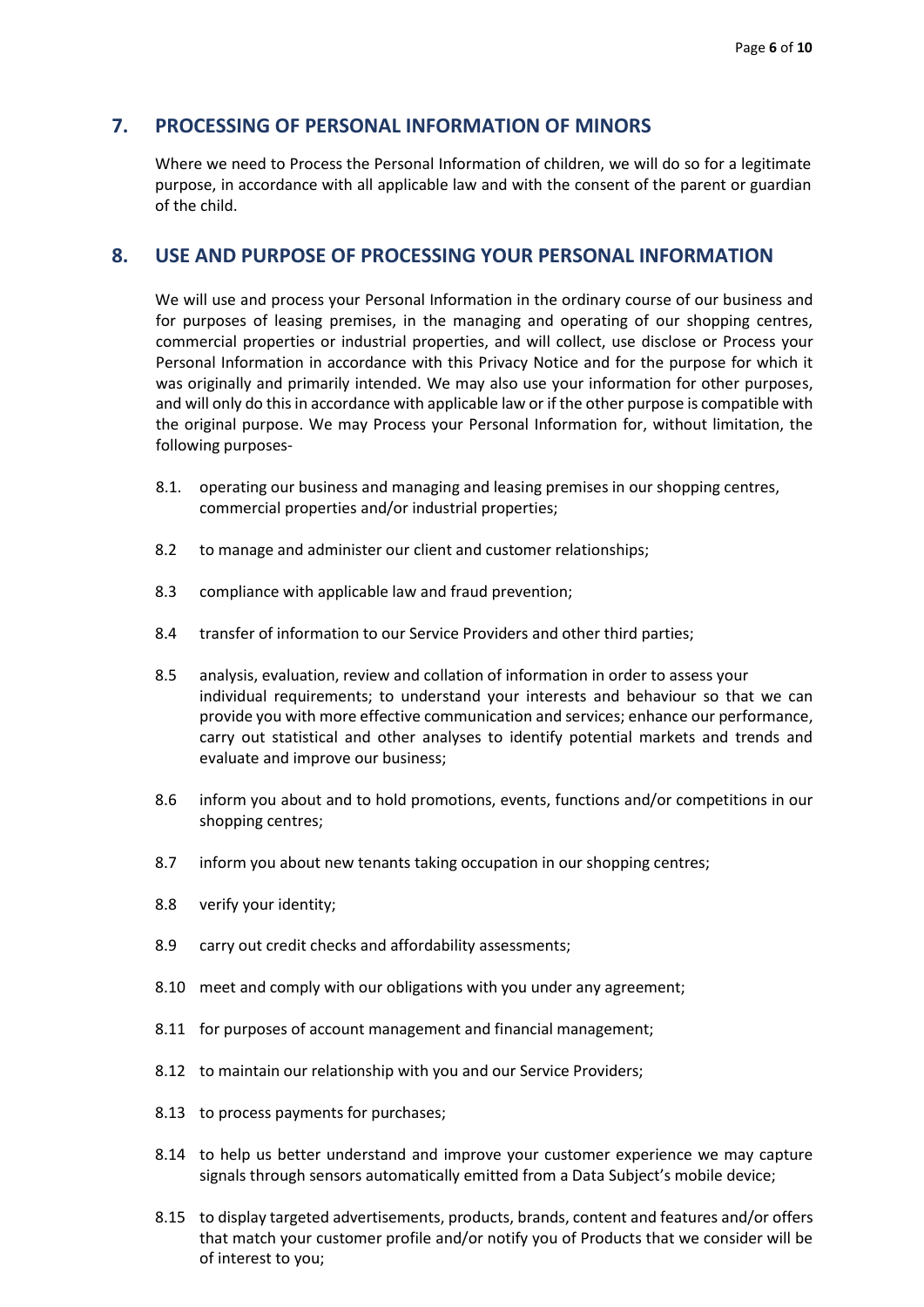## 7. PROCESSING OF PERSONAL INFORMATION OF MINORS

Where we need to Process the Personal Information of children, we will do so for a legitimate purpose, in accordance with all applicable law and with the consent of the parent or guardian of the child.

## 8. USE AND PURPOSE OF PROCESSING YOUR PERSONAL INFORMATION

We will use and process your Personal Information in the ordinary course of our business and for purposes of leasing premises, in the managing and operating of our shopping centres, commercial properties or industrial properties, and will collect, use disclose or Process your Personal Information in accordance with this Privacy Notice and for the purpose for which it was originally and primarily intended. We may also use your information for other purposes, and will only do this in accordance with applicable law or if the other purpose is compatible with the original purpose. We may Process your Personal Information for, without limitation, the following purposes-

8.1. operating our business and managing and leasing premises in our shopping centres, commercial properties and/or industrial properties;

8.2 to manage and administer our client and customer relationships;

8.3 compliance with applicable law and fraud prevention;

8.4 transfer of information to our Service Providers and other third parties;

8.5 analysis, evaluation, review and collation of information in order to assess your individual requirements; to understand your interests and behaviour so that we can provide you with more effective communication and services; enhance our performance, carry out statistical and other analyses to identify potential markets and trends and evaluate and improve our business;

8.6 inform you about and to hold promotions, events, functions and/or competitions in our shopping centres;

8.7 inform you about new tenants taking occupation in our shopping centres;

8.8 verify your identity;

8.9 carry out credit checks and affordability assessments;

8.10 meet and comply with our obligations with you under any agreement;

8.11 for purposes of account management and financial management;

8.12 to maintain our relationship with you and our Service Providers;

8.13 to process payments for purchases;

8.14 to help us better understand and improve your customer experience we may capture signals through sensors automatically emitted from a Data Subject's mobile device;

8.15 to display targeted advertisements, products, brands, content and features and/or offers that match your customer profile and/or notify you of Products that we consider will be of interest to you;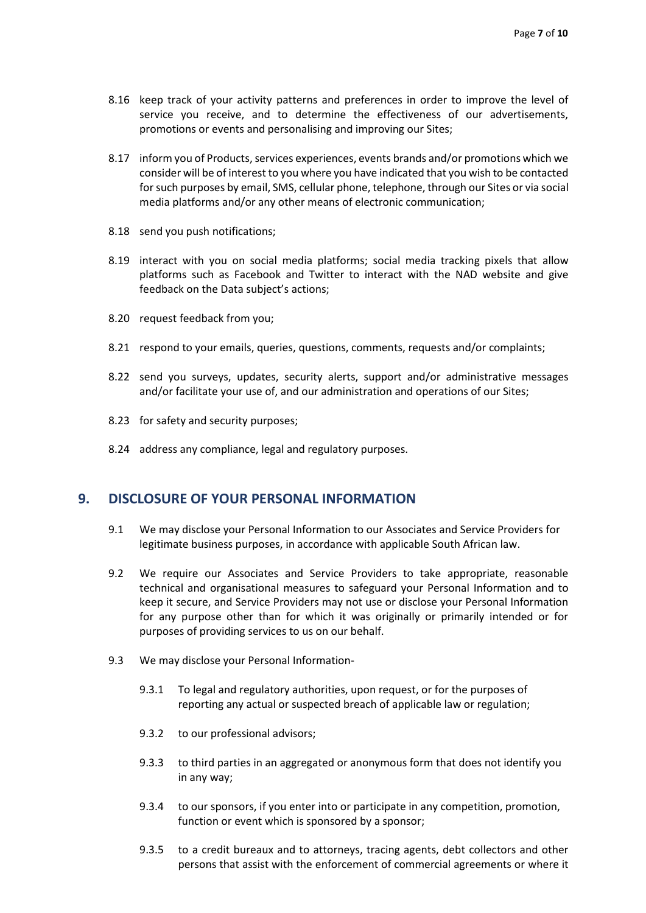8.16 keep track of your activity patterns and preferences in order to improve the level of service you receive, and to determine the effectiveness of our advertisements, promotions or events and personalising and improving our Sites;

8.17 inform you of Products, services experiences, events brands and/or promotions which we consider will be of interest to you where you have indicated that you wish to be contacted for such purposes by email, SMS, cellular phone, telephone, through our Sites or via social media platforms and/or any other means of electronic communication;

8.18 send you push notifications;

8.19 interact with you on social media platforms; social media tracking pixels that allow platforms such as Facebook and Twitter to interact with the NAD website and give feedback on the Data subject's actions;

8.20 request feedback from you;

8.21 respond to your emails, queries, questions, comments, requests and/or complaints;

8.22 send you surveys, updates, security alerts, support and/or administrative messages and/or facilitate your use of, and our administration and operations of our Sites;

8.23 for safety and security purposes;

8.24 address any compliance, legal and regulatory purposes.

## 9. DISCLOSURE OF YOUR PERSONAL INFORMATION

9.1 We may disclose your Personal Information to our Associates and Service Providers for legitimate business purposes, in accordance with applicable South African law.

9.2 We require our Associates and Service Providers to take appropriate, reasonable technical and organisational measures to safeguard your Personal Information and to keep it secure, and Service Providers may not use or disclose your Personal Information for any purpose other than for which it was originally or primarily intended or for purposes of providing services to us on our behalf.

9.3 We may disclose your Personal Information-

9.3.1 To legal and regulatory authorities, upon request, or for the purposes of reporting any actual or suspected breach of applicable law or regulation;

9.3.2 to our professional advisors;

9.3.3 to third parties in an aggregated or anonymous form that does not identify you in any way;

9.3.4 to our sponsors, if you enter into or participate in any competition, promotion, function or event which is sponsored by a sponsor;

9.3.5 to a credit bureaux and to attorneys, tracing agents, debt collectors and other persons that assist with the enforcement of commercial agreements or where it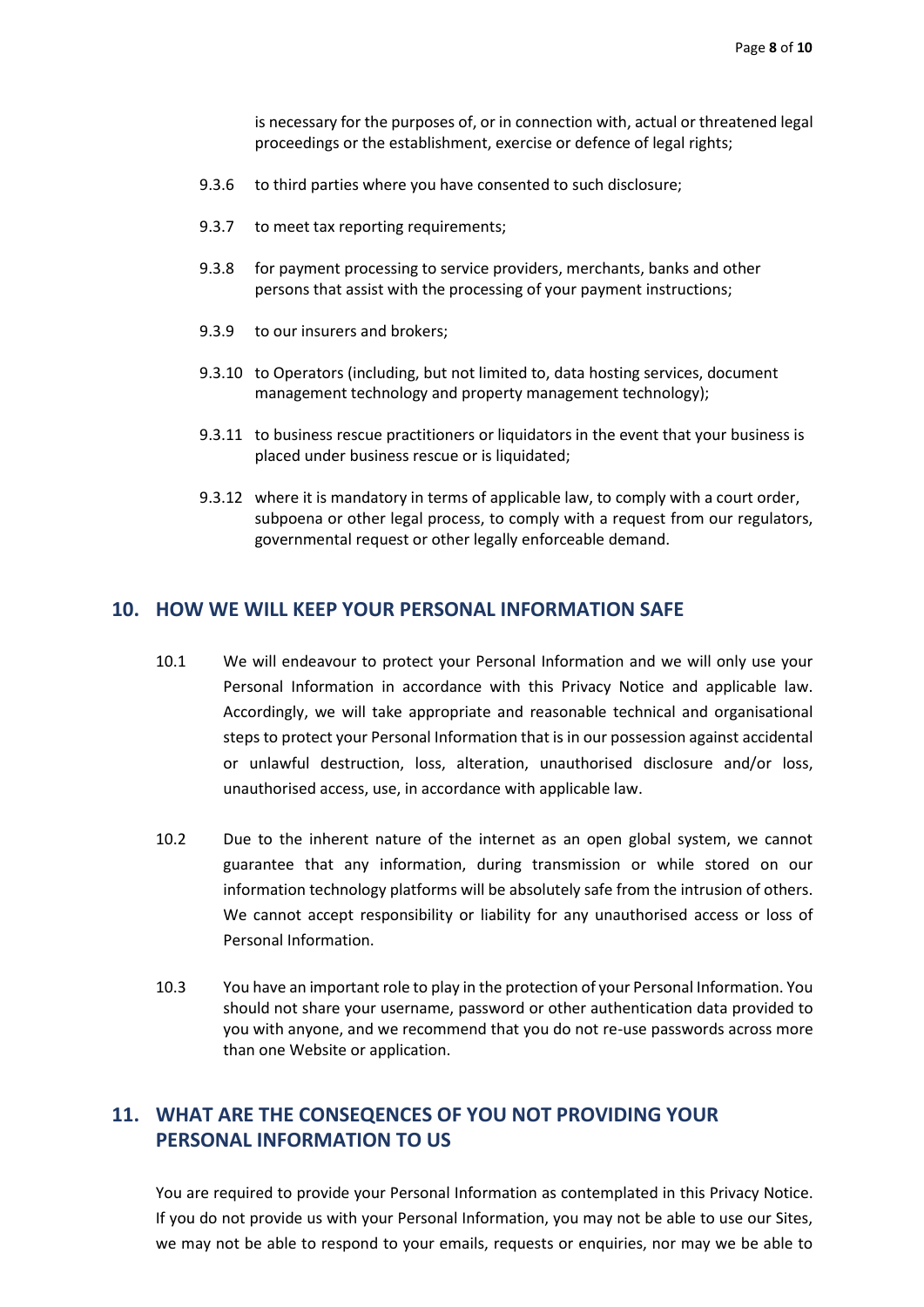is necessary for the purposes of, or in connection with, actual or threatened legal proceedings or the establishment, exercise or defence of legal rights;

9.3.6 to third parties where you have consented to such disclosure;

9.3.7 to meet tax reporting requirements;

9.3.8 for payment processing to service providers, merchants, banks and other persons that assist with the processing of your payment instructions;

9.3.9 to our insurers and brokers;

9.3.10 to Operators (including, but not limited to, data hosting services, document management technology and property management technology);

9.3.11 to business rescue practitioners or liquidators in the event that your business is placed under business rescue or is liquidated;

9.3.12 where it is mandatory in terms of applicable law, to comply with a court order, subpoena or other legal process, to comply with a request from our regulators, governmental request or other legally enforceable demand.

## 10. HOW WE WILL KEEP YOUR PERSONAL INFORMATION SAFE

10.1 We will endeavour to protect your Personal Information and we will only use your Personal Information in accordance with this Privacy Notice and applicable law. Accordingly, we will take appropriate and reasonable technical and organisational steps to protect your Personal Information that is in our possession against accidental or unlawful destruction, loss, alteration, unauthorised disclosure and/or loss, unauthorised access, use, in accordance with applicable law.

10.2 Due to the inherent nature of the internet as an open global system, we cannot guarantee that any information, during transmission or while stored on our information technology platforms will be absolutely safe from the intrusion of others. We cannot accept responsibility or liability for any unauthorised access or loss of Personal Information.

10.3 You have an important role to play in the protection of your Personal Information. You should not share your username, password or other authentication data provided to you with anyone, and we recommend that you do not re-use passwords across more than one Website or application.

## 11. WHAT ARE THE CONSEQENCES OF YOU NOT PROVIDING YOUR PERSONAL INFORMATION TO US

You are required to provide your Personal Information as contemplated in this Privacy Notice. If you do not provide us with your Personal Information, you may not be able to use our Sites, we may not be able to respond to your emails, requests or enquiries, nor may we be able to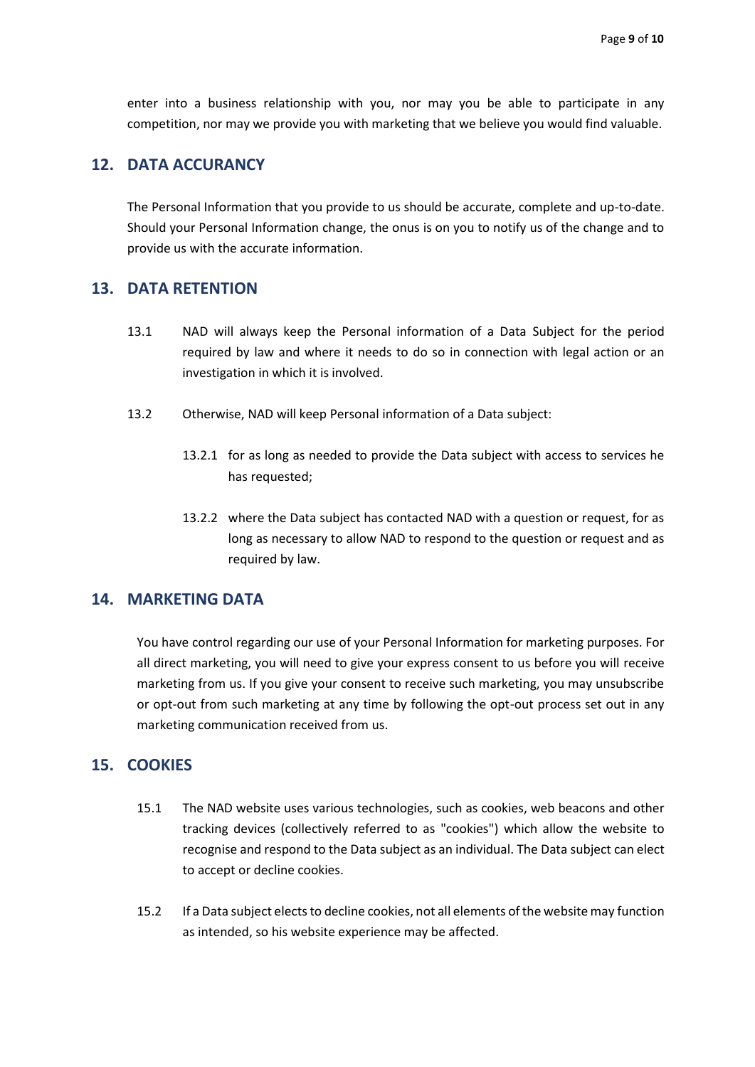enter into a business relationship with you, nor may you be able to participate in any competition, nor may we provide you with marketing that we believe you would find valuable.

## 12. DATA ACCURANCY

The Personal Information that you provide to us should be accurate, complete and up-to-date. Should your Personal Information change, the onus is on you to notify us of the change and to provide us with the accurate information.

## 13. DATA RETENTION

13.1 NAD will always keep the Personal information of a Data Subject for the period required by law and where it needs to do so in connection with legal action or an investigation in which it is involved.

13.2 Otherwise, NAD will keep Personal information of a Data subject:

13.2.1 for as long as needed to provide the Data subject with access to services he has requested;

13.2.2 where the Data subject has contacted NAD with a question or request, for as long as necessary to allow NAD to respond to the question or request and as required by law.

## 14. MARKETING DATA

You have control regarding our use of your Personal Information for marketing purposes. For all direct marketing, you will need to give your express consent to us before you will receive marketing from us. If you give your consent to receive such marketing, you may unsubscribe or opt-out from such marketing at any time by following the opt-out process set out in any marketing communication received from us.

## 15. COOKIES

15.1 The NAD website uses various technologies, such as cookies, web beacons and other tracking devices (collectively referred to as "cookies") which allow the website to recognise and respond to the Data subject as an individual. The Data subject can elect to accept or decline cookies.

15.2 If a Data subject elects to decline cookies, not all elements of the website may function as intended, so his website experience may be affected.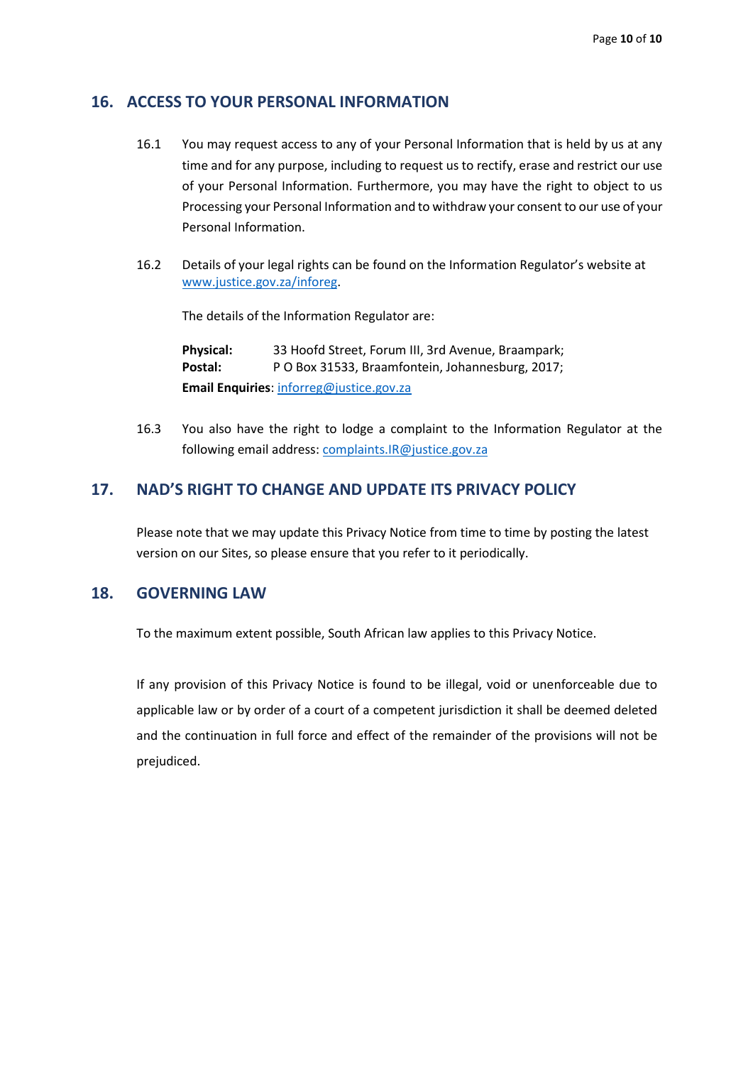## 16. ACCESS TO YOUR PERSONAL INFORMATION

16.1 You may request access to any of your Personal Information that is held by us at any time and for any purpose, including to request us to rectify, erase and restrict our use of your Personal Information. Furthermore, you may have the right to object to us Processing your Personal Information and to withdraw your consent to our use of your Personal Information.

16.2 Details of your legal rights can be found on the Information Regulator's website at www.justice.gov.za/inforeg.

The details of the Information Regulator are:

**Physical:** 33 Hoofd Street, Forum III, 3rd Avenue, Braampark;
**Postal:** P O Box 31533, Braamfontein, Johannesburg, 2017;
**Email Enquiries**: inforreg@justice.gov.za

16.3 You also have the right to lodge a complaint to the Information Regulator at the following email address: complaints.IR@justice.gov.za

## 17. NAD'S RIGHT TO CHANGE AND UPDATE ITS PRIVACY POLICY

Please note that we may update this Privacy Notice from time to time by posting the latest version on our Sites, so please ensure that you refer to it periodically.

## 18. GOVERNING LAW

To the maximum extent possible, South African law applies to this Privacy Notice.

If any provision of this Privacy Notice is found to be illegal, void or unenforceable due to applicable law or by order of a court of a competent jurisdiction it shall be deemed deleted and the continuation in full force and effect of the remainder of the provisions will not be prejudiced.